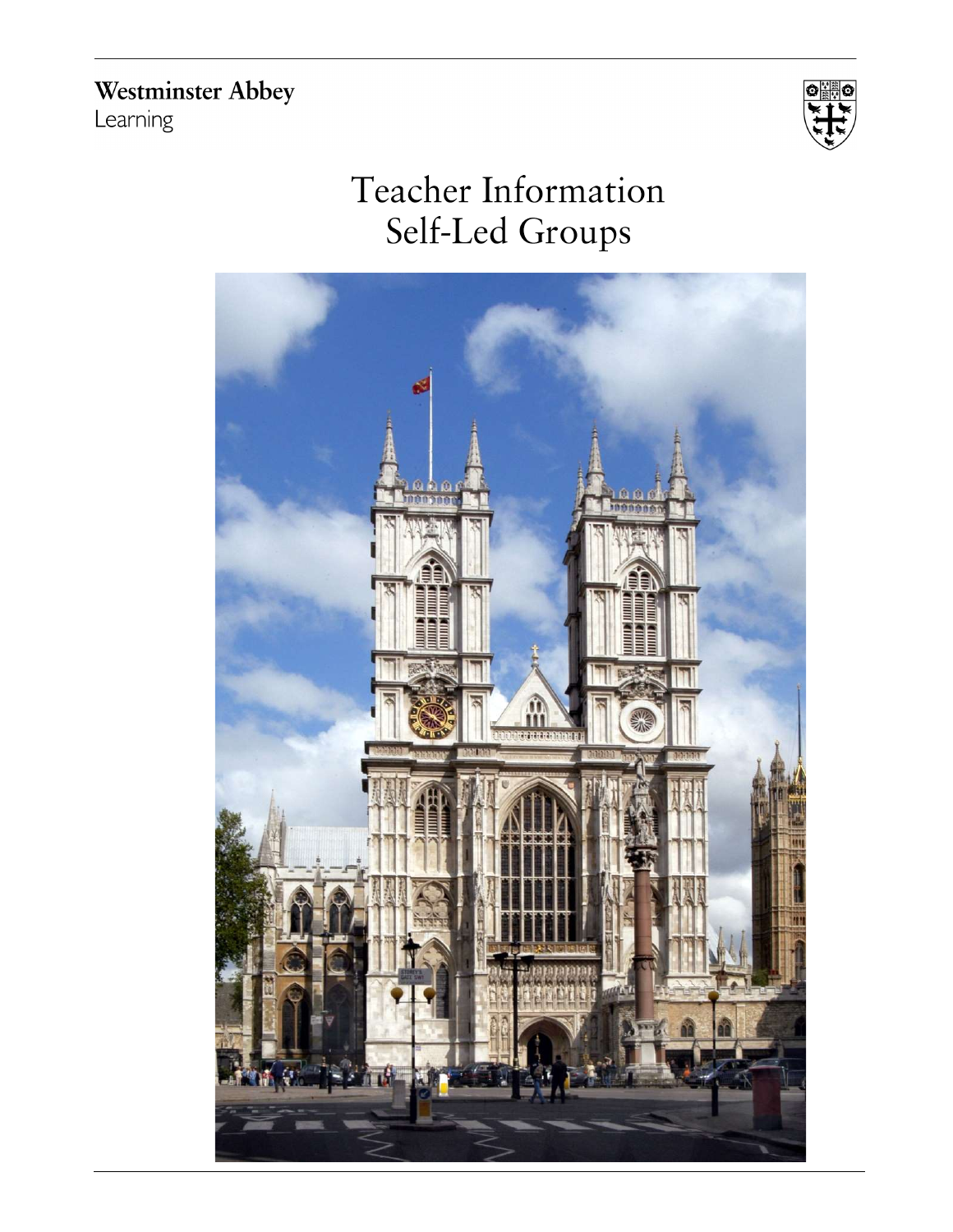**Westminster Abbey**
Learning

# Teacher Information
## Self-Led Groups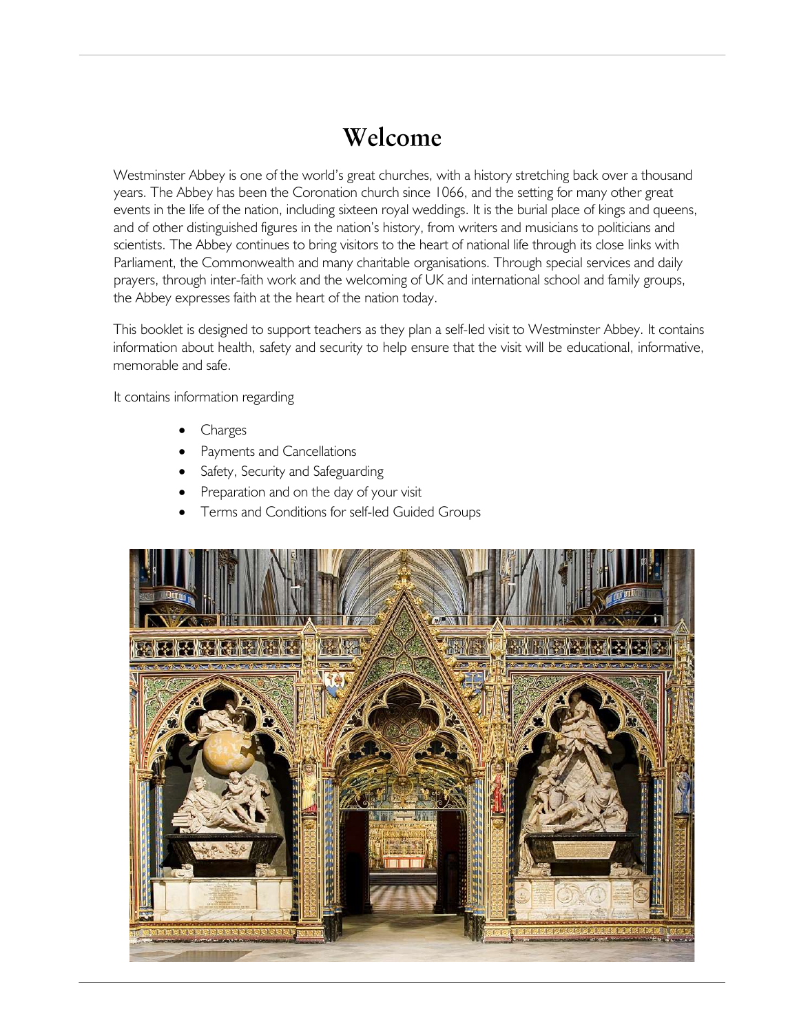# Welcome

Westminster Abbey is one of the world's great churches, with a history stretching back over a thousand years. The Abbey has been the Coronation church since 1066, and the setting for many other great events in the life of the nation, including sixteen royal weddings. It is the burial place of kings and queens, and of other distinguished figures in the nation's history, from writers and musicians to politicians and scientists. The Abbey continues to bring visitors to the heart of national life through its close links with Parliament, the Commonwealth and many charitable organisations. Through special services and daily prayers, through inter-faith work and the welcoming of UK and international school and family groups, the Abbey expresses faith at the heart of the nation today.

This booklet is designed to support teachers as they plan a self-led visit to Westminster Abbey. It contains information about health, safety and security to help ensure that the visit will be educational, informative, memorable and safe.

It contains information regarding

- Charges
- Payments and Cancellations
- Safety, Security and Safeguarding
- Preparation and on the day of your visit
- Terms and Conditions for self-led Guided Groups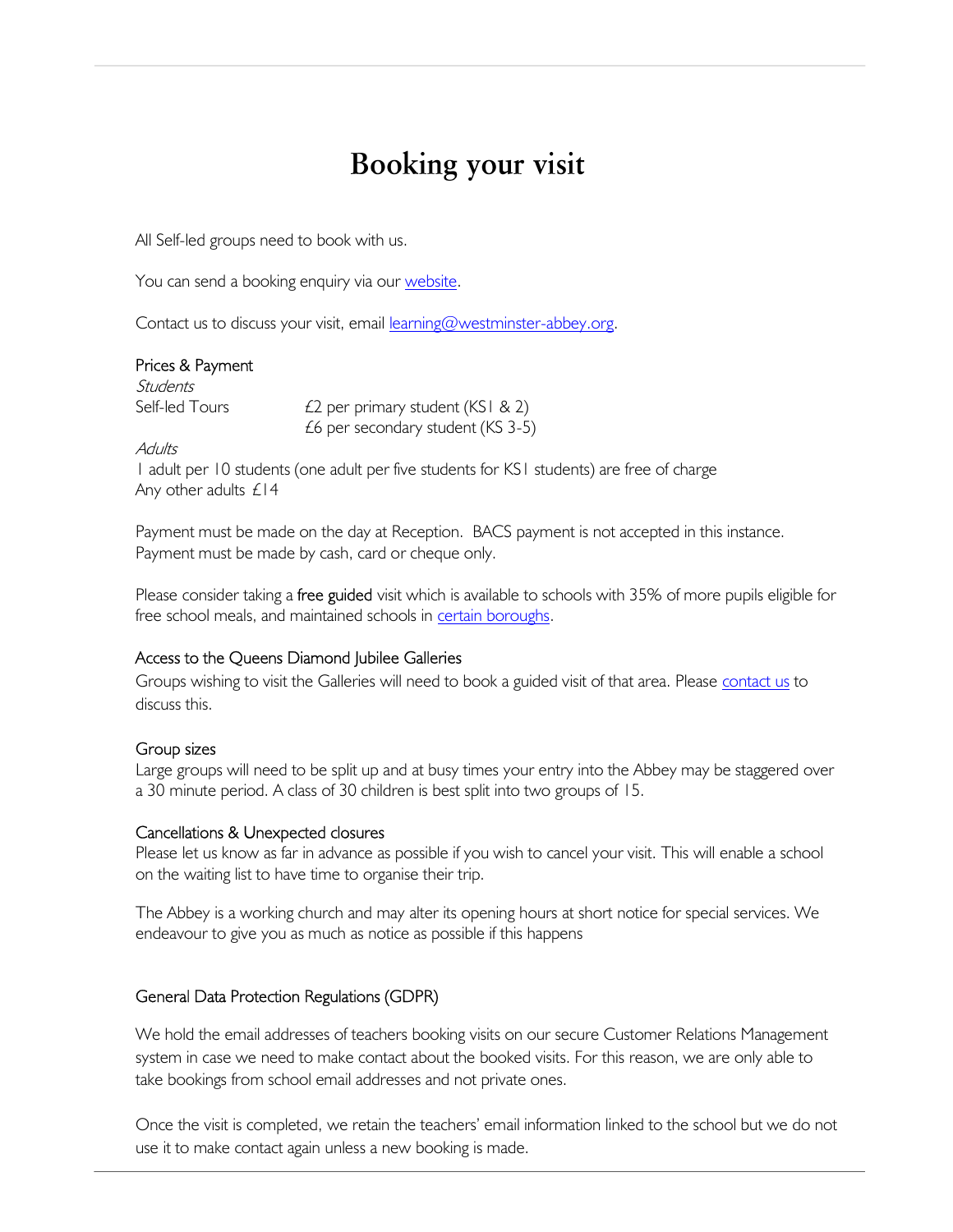# Booking your visit

All Self-led groups need to book with us.

You can send a booking enquiry via our website.

Contact us to discuss your visit, email learning@westminster-abbey.org.

Prices & Payment

*Students*

| | |
|---|---|
| Self-led Tours | £2 per primary student (KS1 & 2) |
| | £6 per secondary student (KS 3-5) |

*Adults*

1 adult per 10 students (one adult per five students for KS1 students) are free of charge
Any other adults £14

Payment must be made on the day at Reception. BACS payment is not accepted in this instance. Payment must be made by cash, card or cheque only.

Please consider taking a **free guided** visit which is available to schools with 35% of more pupils eligible for free school meals, and maintained schools in certain boroughs.

Access to the Queens Diamond Jubilee Galleries

Groups wishing to visit the Galleries will need to book a guided visit of that area. Please contact us to discuss this.

Group sizes

Large groups will need to be split up and at busy times your entry into the Abbey may be staggered over a 30 minute period. A class of 30 children is best split into two groups of 15.

Cancellations & Unexpected closures

Please let us know as far in advance as possible if you wish to cancel your visit. This will enable a school on the waiting list to have time to organise their trip.

The Abbey is a working church and may alter its opening hours at short notice for special services. We endeavour to give you as much as notice as possible if this happens

General Data Protection Regulations (GDPR)

We hold the email addresses of teachers booking visits on our secure Customer Relations Management system in case we need to make contact about the booked visits. For this reason, we are only able to take bookings from school email addresses and not private ones.

Once the visit is completed, we retain the teachers' email information linked to the school but we do not use it to make contact again unless a new booking is made.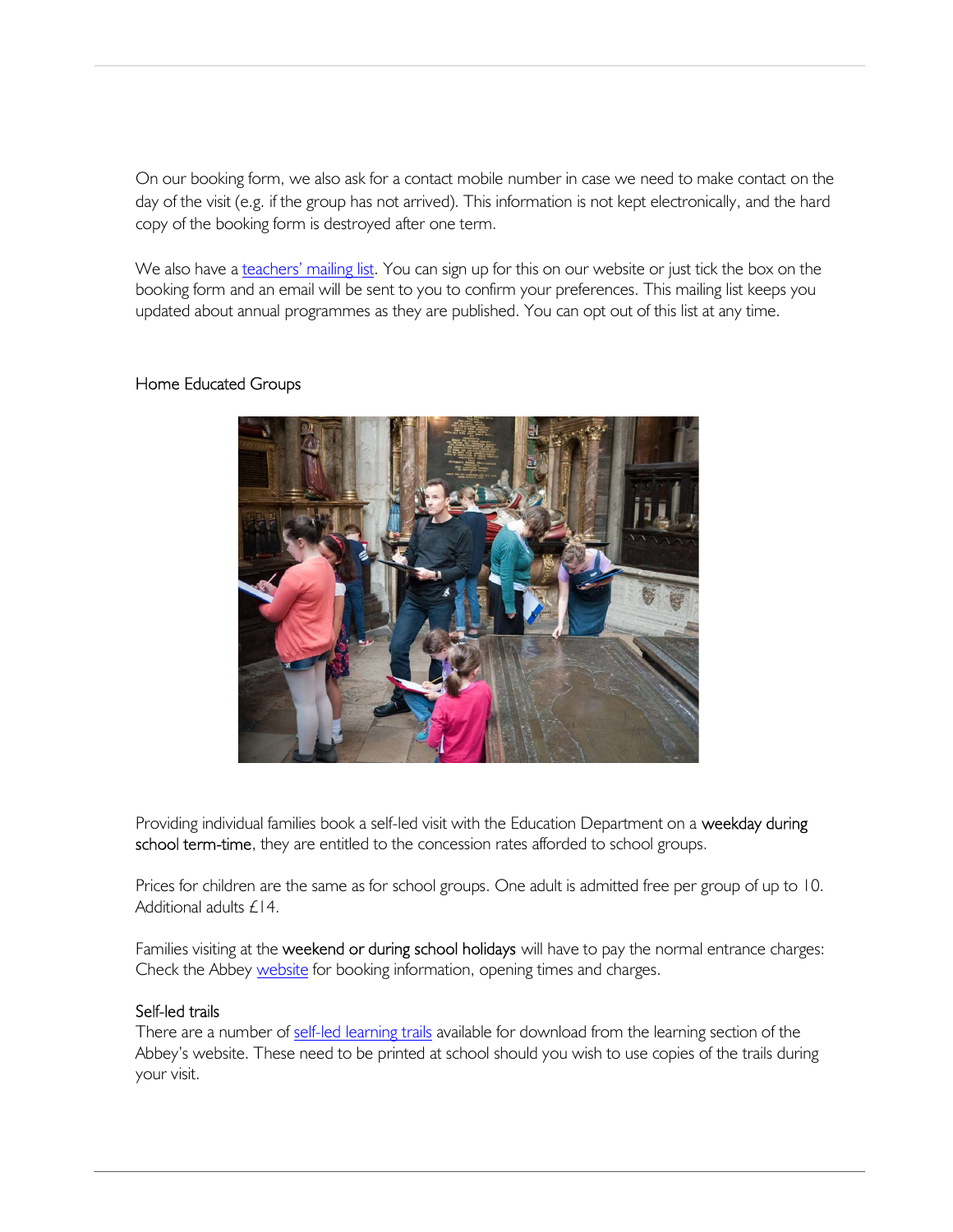On our booking form, we also ask for a contact mobile number in case we need to make contact on the day of the visit (e.g. if the group has not arrived). This information is not kept electronically, and the hard copy of the booking form is destroyed after one term.

We also have a teachers' mailing list. You can sign up for this on our website or just tick the box on the booking form and an email will be sent to you to confirm your preferences. This mailing list keeps you updated about annual programmes as they are published. You can opt out of this list at any time.

## Home Educated Groups

Providing individual families book a self-led visit with the Education Department on a **weekday during school term-time**, they are entitled to the concession rates afforded to school groups.

Prices for children are the same as for school groups. One adult is admitted free per group of up to 10. Additional adults £14.

Families visiting at the **weekend or during school holidays** will have to pay the normal entrance charges: Check the Abbey website for booking information, opening times and charges.

### Self-led trails

There are a number of self-led learning trails available for download from the learning section of the Abbey's website. These need to be printed at school should you wish to use copies of the trails during your visit.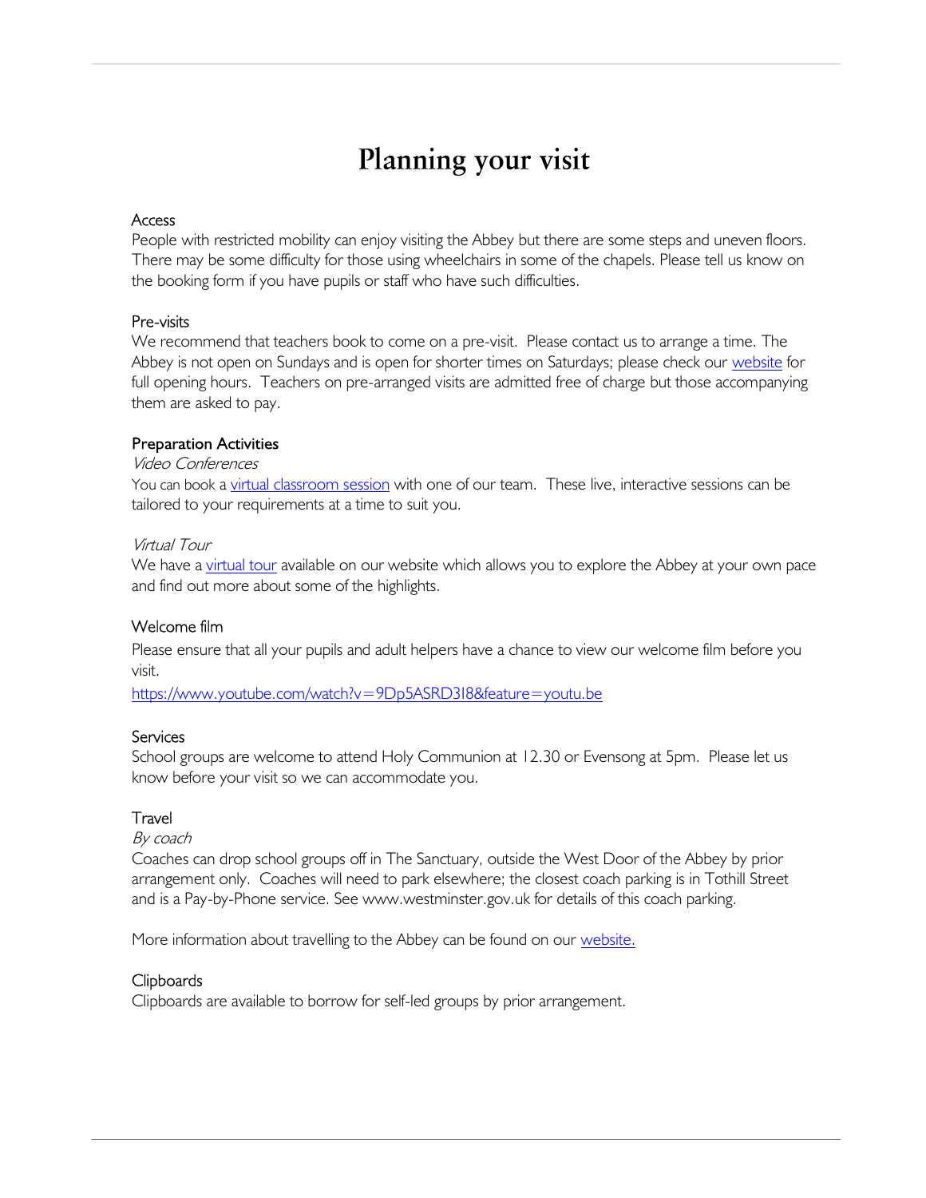# Planning your visit

## Access

People with restricted mobility can enjoy visiting the Abbey but there are some steps and uneven floors. There may be some difficulty for those using wheelchairs in some of the chapels. Please tell us know on the booking form if you have pupils or staff who have such difficulties.

## Pre-visits

We recommend that teachers book to come on a pre-visit. Please contact us to arrange a time. The Abbey is not open on Sundays and is open for shorter times on Saturdays; please check our website for full opening hours. Teachers on pre-arranged visits are admitted free of charge but those accompanying them are asked to pay.

## Preparation Activities

### *Video Conferences*

You can book a virtual classroom session with one of our team. These live, interactive sessions can be tailored to your requirements at a time to suit you.

### *Virtual Tour*

We have a virtual tour available on our website which allows you to explore the Abbey at your own pace and find out more about some of the highlights.

## Welcome film

Please ensure that all your pupils and adult helpers have a chance to view our welcome film before you visit.

https://www.youtube.com/watch?v=9Dp5ASRD3I8&feature=youtu.be

## Services

School groups are welcome to attend Holy Communion at 12.30 or Evensong at 5pm. Please let us know before your visit so we can accommodate you.

## Travel

### *By coach*

Coaches can drop school groups off in The Sanctuary, outside the West Door of the Abbey by prior arrangement only. Coaches will need to park elsewhere; the closest coach parking is in Tothill Street and is a Pay-by-Phone service. See www.westminster.gov.uk for details of this coach parking.

More information about travelling to the Abbey can be found on our website.

## Clipboards

Clipboards are available to borrow for self-led groups by prior arrangement.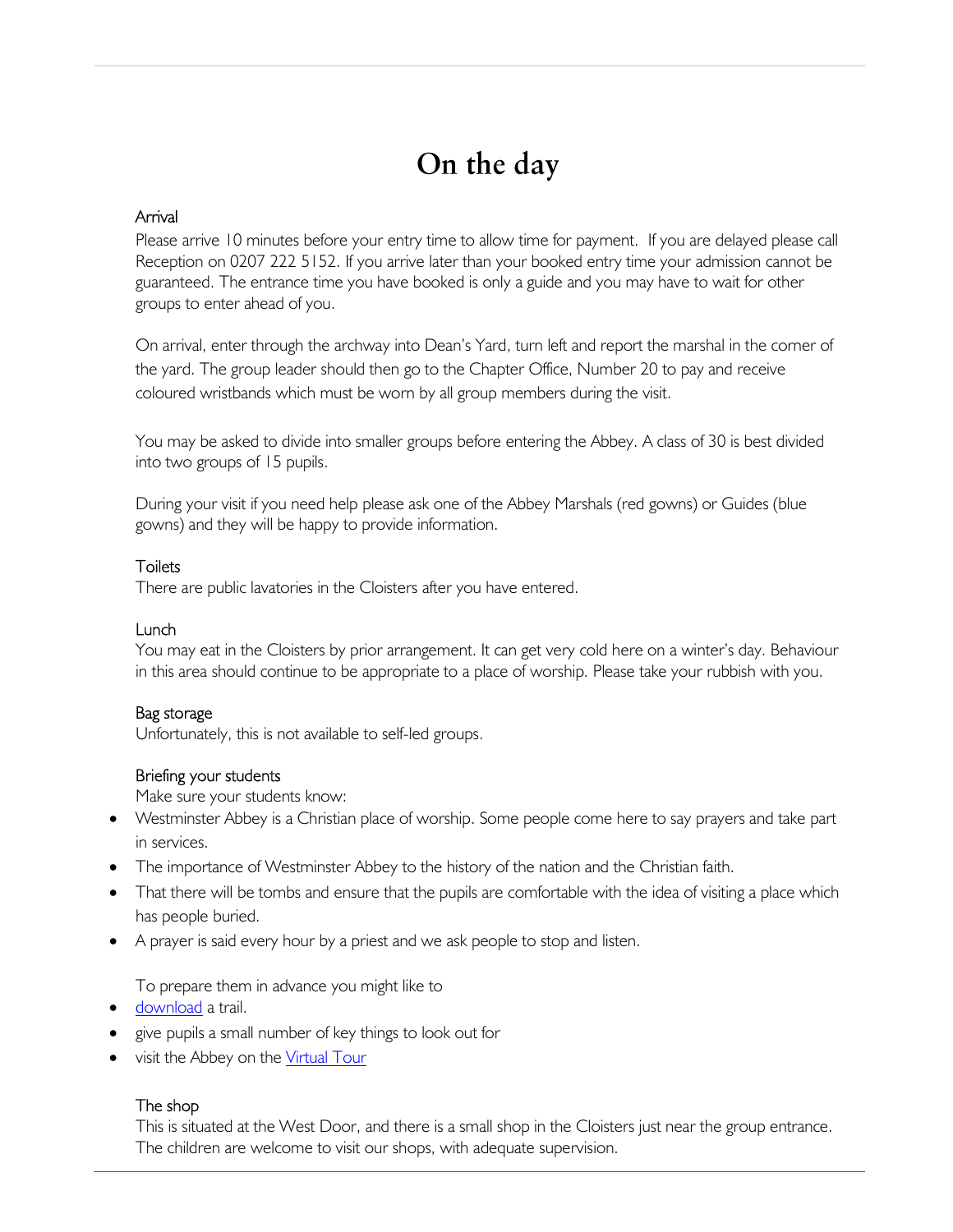# On the day

### Arrival

Please arrive 10 minutes before your entry time to allow time for payment. If you are delayed please call Reception on 0207 222 5152. If you arrive later than your booked entry time your admission cannot be guaranteed. The entrance time you have booked is only a guide and you may have to wait for other groups to enter ahead of you.

On arrival, enter through the archway into Dean's Yard, turn left and report the marshal in the corner of the yard. The group leader should then go to the Chapter Office, Number 20 to pay and receive coloured wristbands which must be worn by all group members during the visit.

You may be asked to divide into smaller groups before entering the Abbey. A class of 30 is best divided into two groups of 15 pupils.

During your visit if you need help please ask one of the Abbey Marshals (red gowns) or Guides (blue gowns) and they will be happy to provide information.

### Toilets

There are public lavatories in the Cloisters after you have entered.

### Lunch

You may eat in the Cloisters by prior arrangement. It can get very cold here on a winter's day. Behaviour in this area should continue to be appropriate to a place of worship. Please take your rubbish with you.

### Bag storage

Unfortunately, this is not available to self-led groups.

### Briefing your students

Make sure your students know:

- Westminster Abbey is a Christian place of worship. Some people come here to say prayers and take part in services.
- The importance of Westminster Abbey to the history of the nation and the Christian faith.
- That there will be tombs and ensure that the pupils are comfortable with the idea of visiting a place which has people buried.
- A prayer is said every hour by a priest and we ask people to stop and listen.

To prepare them in advance you might like to

- download a trail.
- give pupils a small number of key things to look out for
- visit the Abbey on the Virtual Tour

### The shop

This is situated at the West Door, and there is a small shop in the Cloisters just near the group entrance. The children are welcome to visit our shops, with adequate supervision.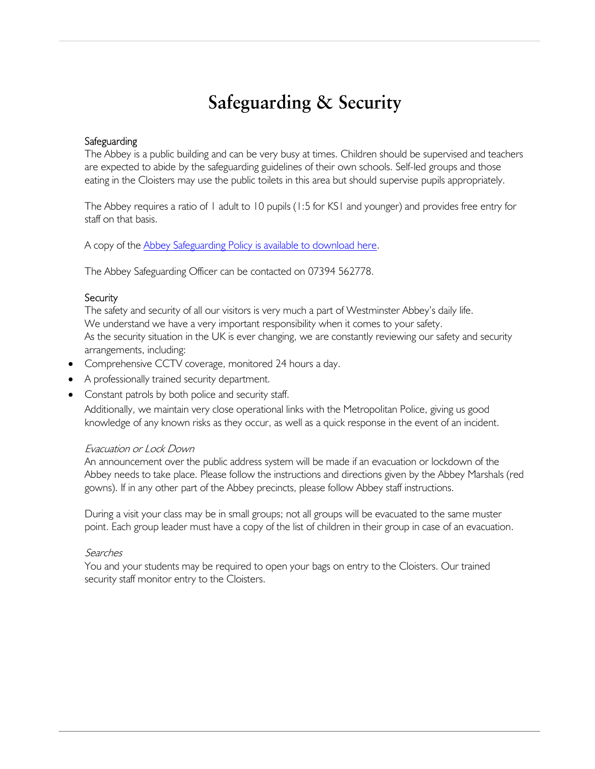# Safeguarding & Security

## Safeguarding

The Abbey is a public building and can be very busy at times. Children should be supervised and teachers are expected to abide by the safeguarding guidelines of their own schools. Self-led groups and those eating in the Cloisters may use the public toilets in this area but should supervise pupils appropriately.

The Abbey requires a ratio of 1 adult to 10 pupils (1:5 for KS1 and younger) and provides free entry for staff on that basis.

A copy of the Abbey Safeguarding Policy is available to download here.

The Abbey Safeguarding Officer can be contacted on 07394 562778.

## Security

The safety and security of all our visitors is very much a part of Westminster Abbey's daily life. We understand we have a very important responsibility when it comes to your safety. As the security situation in the UK is ever changing, we are constantly reviewing our safety and security arrangements, including:

- Comprehensive CCTV coverage, monitored 24 hours a day.
- A professionally trained security department.
- Constant patrols by both police and security staff.

Additionally, we maintain very close operational links with the Metropolitan Police, giving us good knowledge of any known risks as they occur, as well as a quick response in the event of an incident.

### *Evacuation or Lock Down*

An announcement over the public address system will be made if an evacuation or lockdown of the Abbey needs to take place. Please follow the instructions and directions given by the Abbey Marshals (red gowns). If in any other part of the Abbey precincts, please follow Abbey staff instructions.

During a visit your class may be in small groups; not all groups will be evacuated to the same muster point. Each group leader must have a copy of the list of children in their group in case of an evacuation.

### *Searches*

You and your students may be required to open your bags on entry to the Cloisters. Our trained security staff monitor entry to the Cloisters.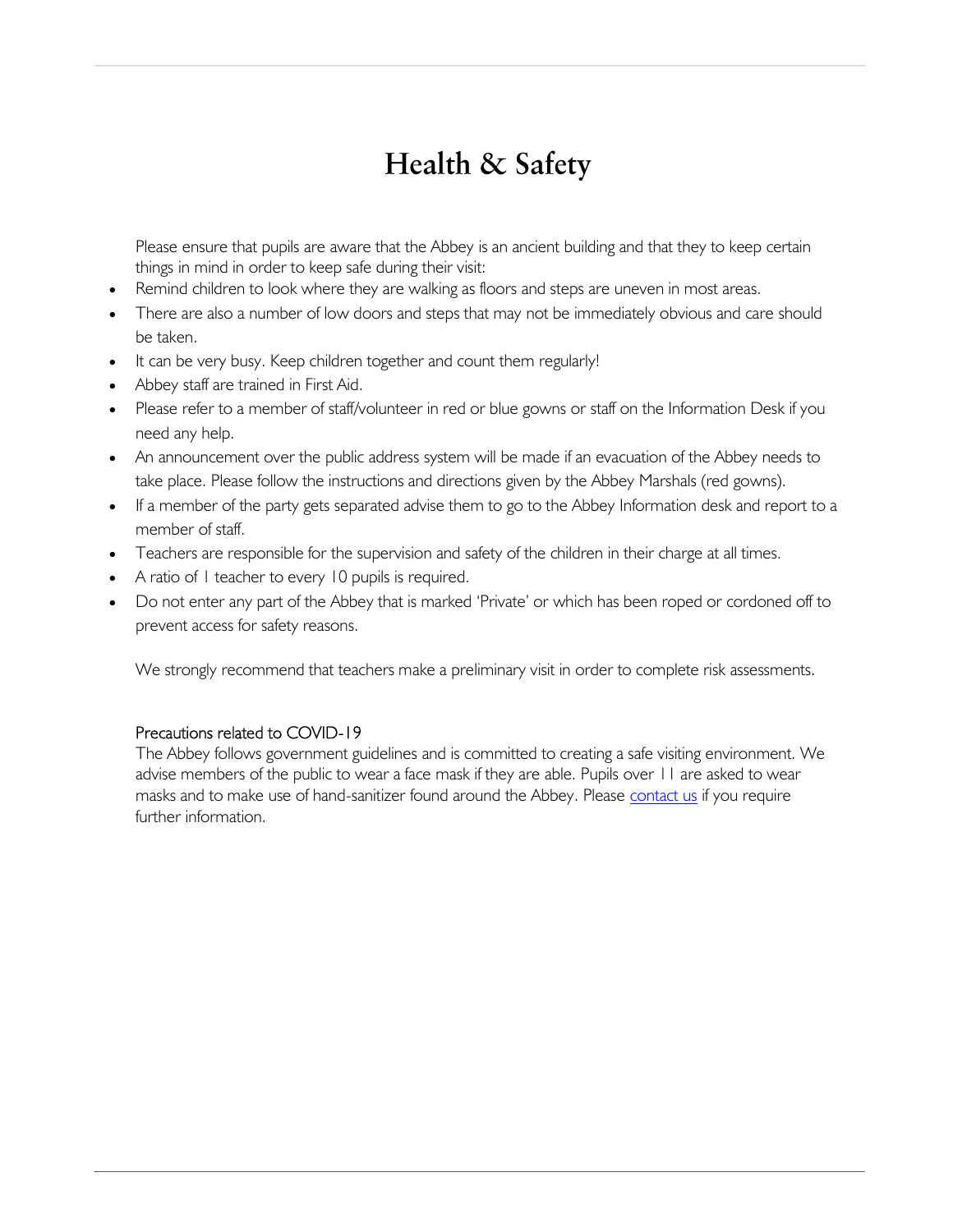# Health & Safety

Please ensure that pupils are aware that the Abbey is an ancient building and that they to keep certain things in mind in order to keep safe during their visit:

- Remind children to look where they are walking as floors and steps are uneven in most areas.
- There are also a number of low doors and steps that may not be immediately obvious and care should be taken.
- It can be very busy. Keep children together and count them regularly!
- Abbey staff are trained in First Aid.
- Please refer to a member of staff/volunteer in red or blue gowns or staff on the Information Desk if you need any help.
- An announcement over the public address system will be made if an evacuation of the Abbey needs to take place. Please follow the instructions and directions given by the Abbey Marshals (red gowns).
- If a member of the party gets separated advise them to go to the Abbey Information desk and report to a member of staff.
- Teachers are responsible for the supervision and safety of the children in their charge at all times.
- A ratio of 1 teacher to every 10 pupils is required.
- Do not enter any part of the Abbey that is marked 'Private' or which has been roped or cordoned off to prevent access for safety reasons.

We strongly recommend that teachers make a preliminary visit in order to complete risk assessments.

Precautions related to COVID-19

The Abbey follows government guidelines and is committed to creating a safe visiting environment. We advise members of the public to wear a face mask if they are able. Pupils over 11 are asked to wear masks and to make use of hand-sanitizer found around the Abbey. Please contact us if you require further information.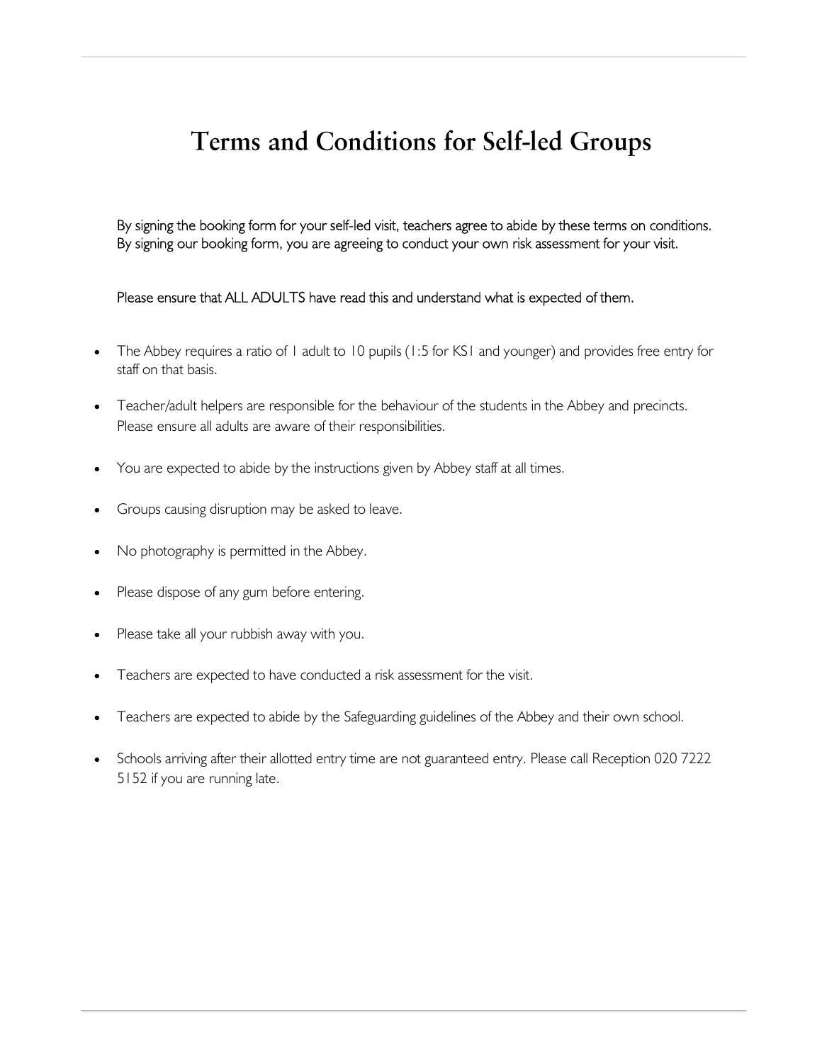# Terms and Conditions for Self-led Groups

By signing the booking form for your self-led visit, teachers agree to abide by these terms on conditions. By signing our booking form, you are agreeing to conduct your own risk assessment for your visit.

Please ensure that ALL ADULTS have read this and understand what is expected of them.

- The Abbey requires a ratio of 1 adult to 10 pupils (1:5 for KS1 and younger) and provides free entry for staff on that basis.
- Teacher/adult helpers are responsible for the behaviour of the students in the Abbey and precincts. Please ensure all adults are aware of their responsibilities.
- You are expected to abide by the instructions given by Abbey staff at all times.
- Groups causing disruption may be asked to leave.
- No photography is permitted in the Abbey.
- Please dispose of any gum before entering.
- Please take all your rubbish away with you.
- Teachers are expected to have conducted a risk assessment for the visit.
- Teachers are expected to abide by the Safeguarding guidelines of the Abbey and their own school.
- Schools arriving after their allotted entry time are not guaranteed entry. Please call Reception 020 7222 5152 if you are running late.